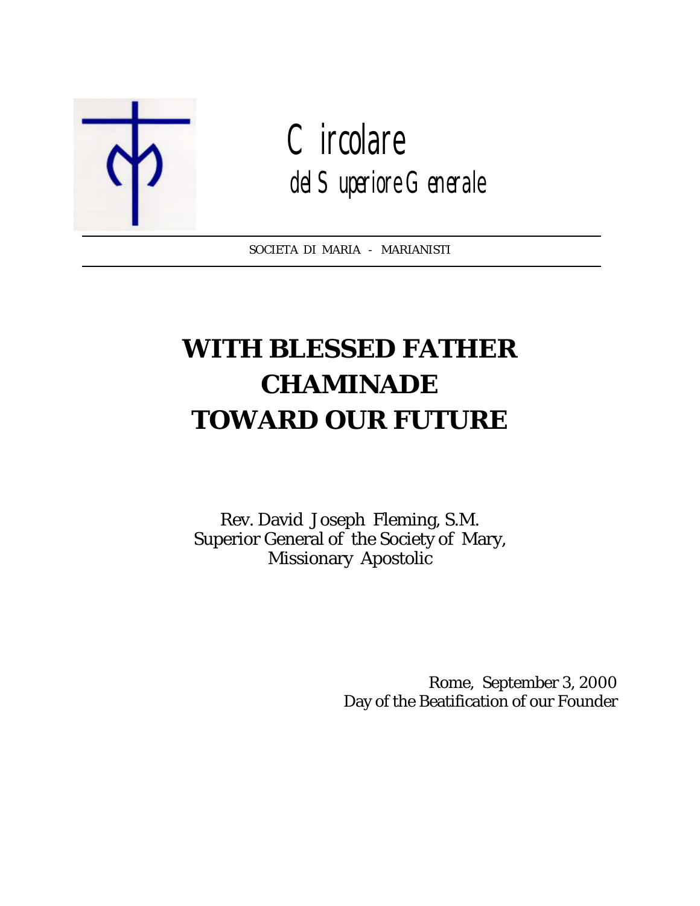Circolare

del Superiore Generale

SOCIETA DI MARIA - MARIANISTI

# WITH BLESSED FATHER CHAMINADE TOWARD OUR FUTURE

Rev. David Joseph Fleming, S.M.
Superior General of the Society of Mary,
Missionary Apostolic

Rome, September 3, 2000
Day of the Beatification of our Founder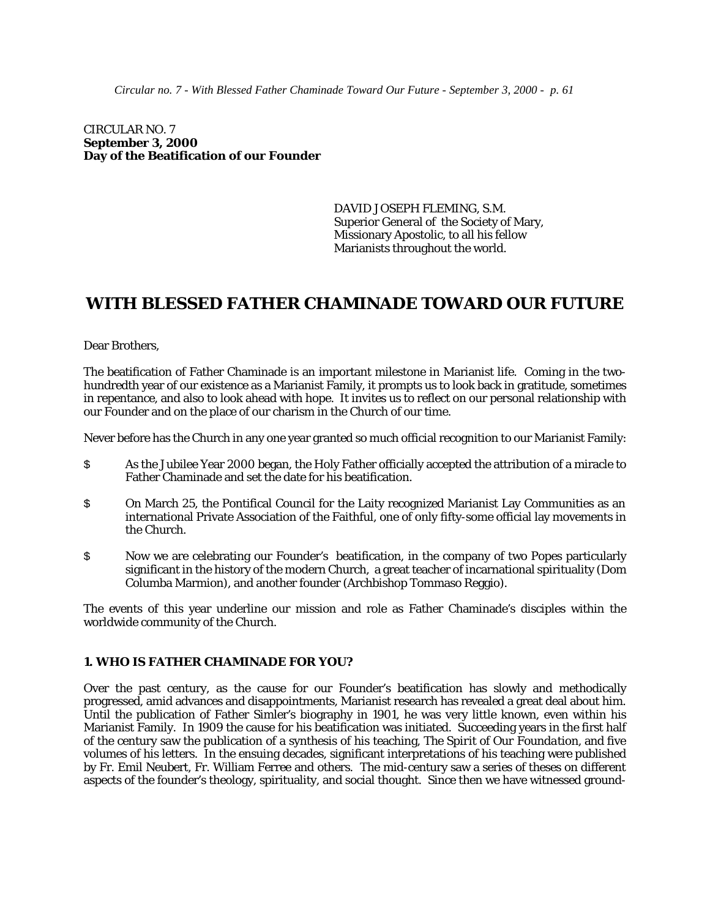CIRCULAR NO. 7
**September 3, 2000**
**Day of the Beatification of our Founder**

DAVID JOSEPH FLEMING, S.M.
Superior General of the Society of Mary,
Missionary Apostolic, to all his fellow
Marianists throughout the world.

# WITH BLESSED FATHER CHAMINADE TOWARD OUR FUTURE

Dear Brothers,

The beatification of Father Chaminade is an important milestone in Marianist life. Coming in the two-hundredth year of our existence as a Marianist Family, it prompts us to look back in gratitude, sometimes in repentance, and also to look ahead with hope. It invites us to reflect on our personal relationship with our Founder and on the place of our charism in the Church of our time.

Never before has the Church in any one year granted so much official recognition to our Marianist Family:

- As the Jubilee Year 2000 began, the Holy Father officially accepted the attribution of a miracle to Father Chaminade and set the date for his beatification.
- On March 25, the Pontifical Council for the Laity recognized Marianist Lay Communities as an international Private Association of the Faithful, one of only fifty-some official lay movements in the Church.
- Now we are celebrating our Founder's beatification, in the company of two Popes particularly significant in the history of the modern Church, a great teacher of incarnational spirituality (Dom Columba Marmion), and another founder (Archbishop Tommaso Reggio).

The events of this year underline our mission and role as Father Chaminade's disciples within the worldwide community of the Church.

### 1. WHO IS FATHER CHAMINADE FOR YOU?

Over the past century, as the cause for our Founder's beatification has slowly and methodically progressed, amid advances and disappointments, Marianist research has revealed a great deal about him. Until the publication of Father Simler's biography in 1901, he was very little known, even within his Marianist Family. In 1909 the cause for his beatification was initiated. Succeeding years in the first half of the century saw the publication of a synthesis of his teaching, *The Spirit of Our Foundation*, and five volumes of his letters. In the ensuing decades, significant interpretations of his teaching were published by Fr. Emil Neubert, Fr. William Ferree and others. The mid-century saw a series of theses on different aspects of the founder's theology, spirituality, and social thought. Since then we have witnessed ground-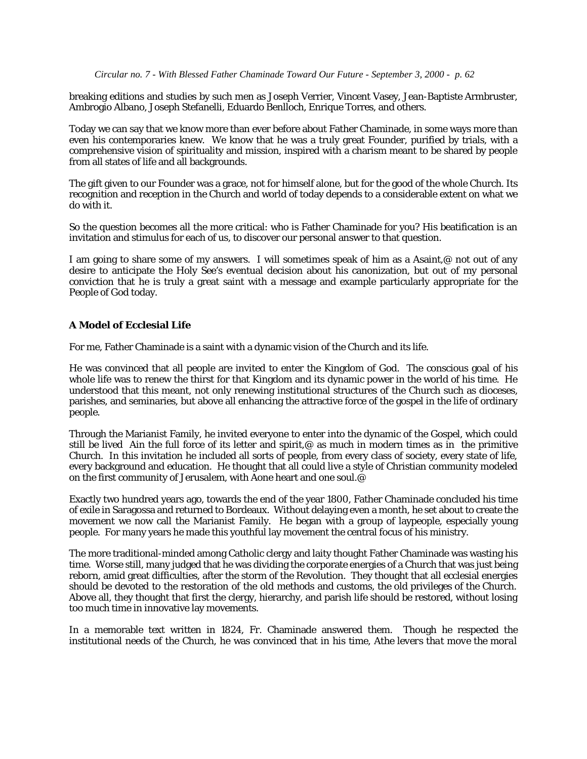breaking editions and studies by such men as Joseph Verrier, Vincent Vasey, Jean-Baptiste Armbruster, Ambrogio Albano, Joseph Stefanelli, Eduardo Benlloch, Enrique Torres, and others.

Today we can say that we know more than ever before about Father Chaminade, in some ways more than even his contemporaries knew. We know that he was a truly great Founder, purified by trials, with a comprehensive vision of spirituality and mission, inspired with a charism meant to be shared by people from all states of life and all backgrounds.

The gift given to our Founder was a grace, not for himself alone, but for the good of the whole Church. Its recognition and reception in the Church and world of today depends to a considerable extent on what we do with it.

So the question becomes all the more critical: who is Father Chaminade for you? His beatification is an invitation and stimulus for each of us, to discover our personal answer to that question.

I am going to share some of my answers. I will sometimes speak of him as a Asaint,@ not out of any desire to anticipate the Holy See's eventual decision about his canonization, but out of my personal conviction that he is truly a great saint with a message and example particularly appropriate for the People of God today.

## A Model of Ecclesial Life

For me, Father Chaminade is a saint with a dynamic vision of the Church and its life.

He was convinced that all people are invited to enter the Kingdom of God. The conscious goal of his whole life was to renew the thirst for that Kingdom and its dynamic power in the world of his time. He understood that this meant, not only renewing institutional structures of the Church such as dioceses, parishes, and seminaries, but above all enhancing the attractive force of the gospel in the life of ordinary people.

Through the Marianist Family, he invited everyone to enter into the dynamic of the Gospel, which could still be lived Ain the full force of its letter and spirit,@ as much in modern times as in the primitive Church. In this invitation he included all sorts of people, from every class of society, every state of life, every background and education. He thought that all could live a style of Christian community modeled on the first community of Jerusalem, with Aone heart and one soul.@

Exactly two hundred years ago, towards the end of the year 1800, Father Chaminade concluded his time of exile in Saragossa and returned to Bordeaux. Without delaying even a month, he set about to create the movement we now call the Marianist Family. He began with a group of laypeople, especially young people. For many years he made this youthful lay movement the central focus of his ministry.

The more traditional-minded among Catholic clergy and laity thought Father Chaminade was wasting his time. Worse still, many judged that he was dividing the corporate energies of a Church that was just being reborn, amid great difficulties, after the storm of the Revolution. They thought that all ecclesial energies should be devoted to the restoration of the old methods and customs, the old privileges of the Church. Above all, they thought that first the clergy, hierarchy, and parish life should be restored, without losing too much time in innovative lay movements.

In a memorable text written in 1824, Fr. Chaminade answered them. Though he respected the institutional needs of the Church, he was convinced that in his time, A*the levers that move the moral*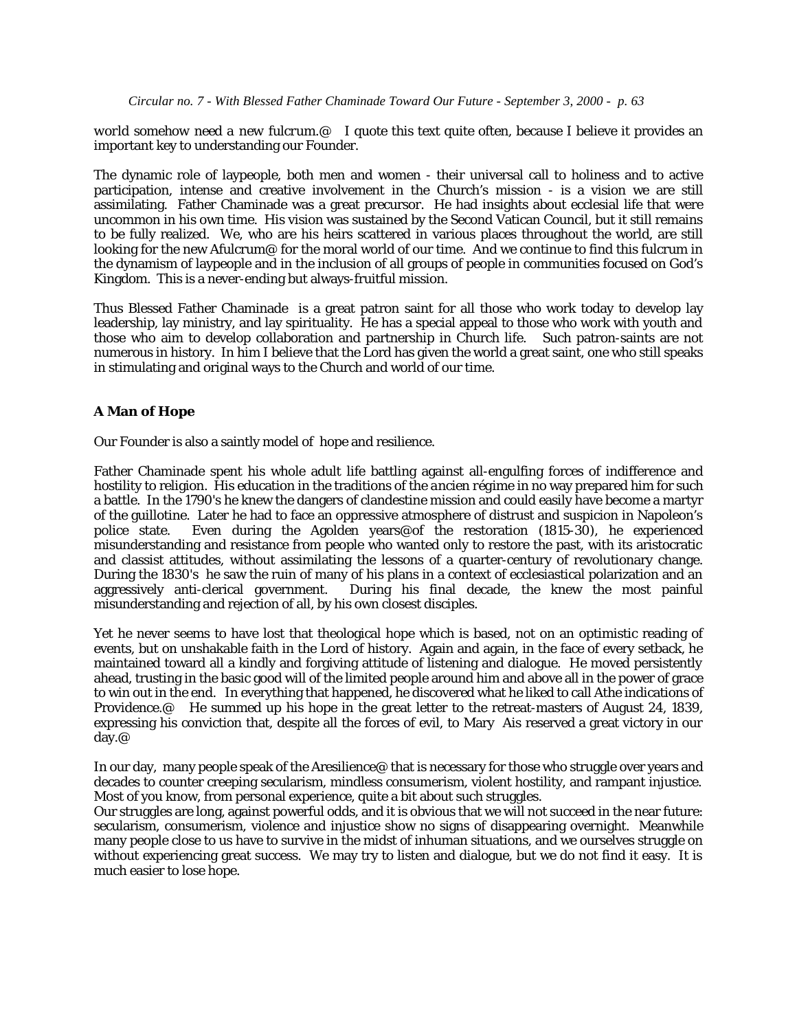world somehow need a new fulcrum.@ I quote this text quite often, because I believe it provides an important key to understanding our Founder.

The dynamic role of laypeople, both men and women - their universal call to holiness and to active participation, intense and creative involvement in the Church's mission - is a vision we are still assimilating. Father Chaminade was a great precursor. He had insights about ecclesial life that were uncommon in his own time. His vision was sustained by the Second Vatican Council, but it still remains to be fully realized. We, who are his heirs scattered in various places throughout the world, are still looking for the new Afulcrum@ for the moral world of our time. And we continue to find this fulcrum in the dynamism of laypeople and in the inclusion of all groups of people in communities focused on God's Kingdom. This is a never-ending but always-fruitful mission.

Thus Blessed Father Chaminade is a great patron saint for all those who work today to develop lay leadership, lay ministry, and lay spirituality. He has a special appeal to those who work with youth and those who aim to develop collaboration and partnership in Church life. Such patron-saints are not numerous in history. In him I believe that the Lord has given the world a great saint, one who still speaks in stimulating and original ways to the Church and world of our time.

**A Man of Hope**

Our Founder is also a saintly model of hope and resilience.

Father Chaminade spent his whole adult life battling against all-engulfing forces of indifference and hostility to religion. His education in the traditions of the *ancien régime* in no way prepared him for such a battle. In the 1790's he knew the dangers of clandestine mission and could easily have become a martyr of the guillotine. Later he had to face an oppressive atmosphere of distrust and suspicion in Napoleon's police state. Even during the Agolden years@of the restoration (1815-30), he experienced misunderstanding and resistance from people who wanted only to restore the past, with its aristocratic and classist attitudes, without assimilating the lessons of a quarter-century of revolutionary change. During the 1830's he saw the ruin of many of his plans in a context of ecclesiastical polarization and an aggressively anti-clerical government. During his final decade, the knew the most painful misunderstanding and rejection of all, by his own closest disciples.

Yet he never seems to have lost that theological hope which is based, not on an optimistic reading of events, but on unshakable faith in the Lord of history. Again and again, in the face of every setback, he maintained toward all a kindly and forgiving attitude of listening and dialogue. He moved persistently ahead, trusting in the basic good will of the limited people around him and above all in the power of grace to win out in the end. In everything that happened, he discovered what he liked to call Athe indications of Providence.@ He summed up his hope in the great letter to the retreat-masters of August 24, 1839, expressing his conviction that, despite all the forces of evil, to Mary Ais reserved a great victory in our day.@

In our day, many people speak of the Aresilience@ that is necessary for those who struggle over years and decades to counter creeping secularism, mindless consumerism, violent hostility, and rampant injustice. Most of you know, from personal experience, quite a bit about such struggles.
Our struggles are long, against powerful odds, and it is obvious that we will not succeed in the near future: secularism, consumerism, violence and injustice show no signs of disappearing overnight. Meanwhile many people close to us have to survive in the midst of inhuman situations, and we ourselves struggle on without experiencing great success. We may try to listen and dialogue, but we do not find it easy. It is much easier to lose hope.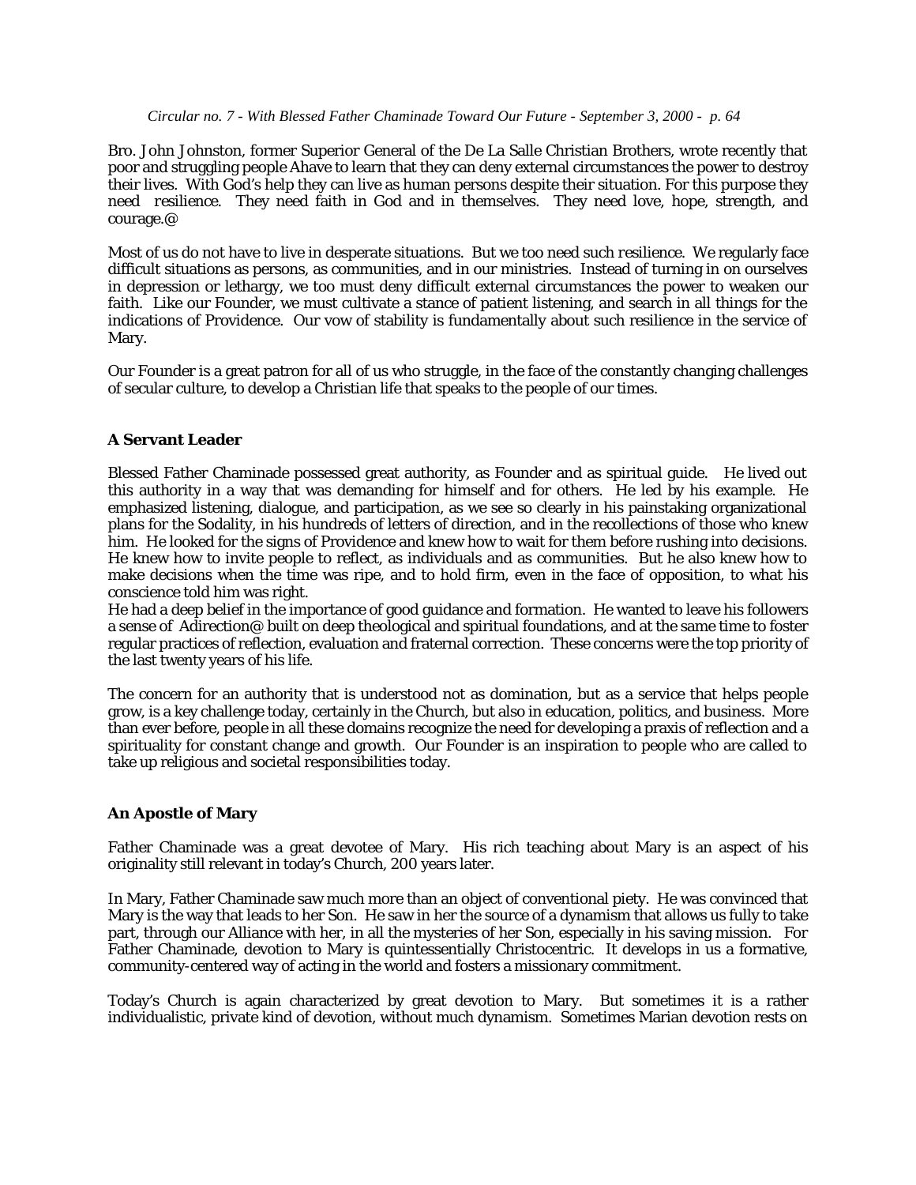Bro. John Johnston, former Superior General of the De La Salle Christian Brothers, wrote recently that poor and struggling people Ahave to learn that they can deny external circumstances the power to destroy their lives. With God's help they can live as human persons despite their situation. For this purpose they need resilience. They need faith in God and in themselves. They need love, hope, strength, and courage.@

Most of us do not have to live in desperate situations. But we too need such resilience. We regularly face difficult situations as persons, as communities, and in our ministries. Instead of turning in on ourselves in depression or lethargy, we too must deny difficult external circumstances the power to weaken our faith. Like our Founder, we must cultivate a stance of patient listening, and search in all things for the indications of Providence. Our vow of stability is fundamentally about such resilience in the service of Mary.

Our Founder is a great patron for all of us who struggle, in the face of the constantly changing challenges of secular culture, to develop a Christian life that speaks to the people of our times.

### A Servant Leader

Blessed Father Chaminade possessed great authority, as Founder and as spiritual guide. He lived out this authority in a way that was demanding for himself and for others. He led by his example. He emphasized listening, dialogue, and participation, as we see so clearly in his painstaking organizational plans for the Sodality, in his hundreds of letters of direction, and in the recollections of those who knew him. He looked for the signs of Providence and knew how to wait for them before rushing into decisions. He knew how to invite people to reflect, as individuals and as communities. But he also knew how to make decisions when the time was ripe, and to hold firm, even in the face of opposition, to what his conscience told him was right.

He had a deep belief in the importance of good guidance and formation. He wanted to leave his followers a sense of Adirection@ built on deep theological and spiritual foundations, and at the same time to foster regular practices of reflection, evaluation and fraternal correction. These concerns were the top priority of the last twenty years of his life.

The concern for an authority that is understood not as domination, but as a service that helps people grow, is a key challenge today, certainly in the Church, but also in education, politics, and business. More than ever before, people in all these domains recognize the need for developing a praxis of reflection and a spirituality for constant change and growth. Our Founder is an inspiration to people who are called to take up religious and societal responsibilities today.

### An Apostle of Mary

Father Chaminade was a great devotee of Mary. His rich teaching about Mary is an aspect of his originality still relevant in today's Church, 200 years later.

In Mary, Father Chaminade saw much more than an object of conventional piety. He was convinced that Mary is the way that leads to her Son. He saw in her the source of a dynamism that allows us fully to take part, through our Alliance with her, in all the mysteries of her Son, especially in his saving mission. For Father Chaminade, devotion to Mary is quintessentially Christocentric. It develops in us a formative, community-centered way of acting in the world and fosters a missionary commitment.

Today's Church is again characterized by great devotion to Mary. But sometimes it is a rather individualistic, private kind of devotion, without much dynamism. Sometimes Marian devotion rests on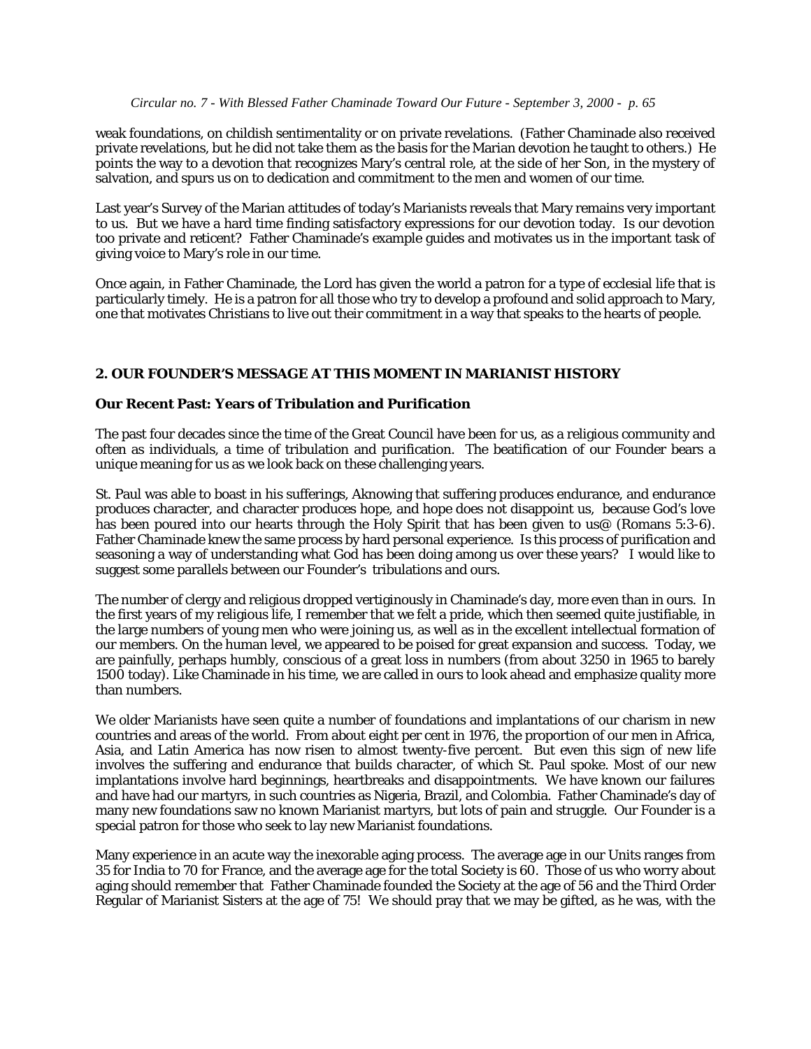weak foundations, on childish sentimentality or on private revelations. (Father Chaminade also received private revelations, but he did not take them as the basis for the Marian devotion he taught to others.) He points the way to a devotion that recognizes Mary's central role, at the side of her Son, in the mystery of salvation, and spurs us on to dedication and commitment to the men and women of our time.

Last year's Survey of the Marian attitudes of today's Marianists reveals that Mary remains very important to us. But we have a hard time finding satisfactory expressions for our devotion today. Is our devotion too private and reticent? Father Chaminade's example guides and motivates us in the important task of giving voice to Mary's role in our time.

Once again, in Father Chaminade, the Lord has given the world a patron for a type of ecclesial life that is particularly timely. He is a patron for all those who try to develop a profound and solid approach to Mary, one that motivates Christians to live out their commitment in a way that speaks to the hearts of people.

## 2. OUR FOUNDER'S MESSAGE AT THIS MOMENT IN MARIANIST HISTORY

### Our Recent Past: Years of Tribulation and Purification

The past four decades since the time of the Great Council have been for us, as a religious community and often as individuals, a time of tribulation and purification. The beatification of our Founder bears a unique meaning for us as we look back on these challenging years.

St. Paul was able to boast in his sufferings, Aknowing that suffering produces endurance, and endurance produces character, and character produces hope, and hope does not disappoint us, because God's love has been poured into our hearts through the Holy Spirit that has been given to us@ (Romans 5:3-6). Father Chaminade knew the same process by hard personal experience. Is this process of purification and seasoning a way of understanding what God has been doing among us over these years? I would like to suggest some parallels between our Founder's tribulations and ours.

The number of clergy and religious dropped vertiginously in Chaminade's day, more even than in ours. In the first years of my religious life, I remember that we felt a pride, which then seemed quite justifiable, in the large numbers of young men who were joining us, as well as in the excellent intellectual formation of our members. On the human level, we appeared to be poised for great expansion and success. Today, we are painfully, perhaps humbly, conscious of a great loss in numbers (from about 3250 in 1965 to barely 1500 today). Like Chaminade in his time, we are called in ours to look ahead and emphasize quality more than numbers.

We older Marianists have seen quite a number of foundations and implantations of our charism in new countries and areas of the world. From about eight per cent in 1976, the proportion of our men in Africa, Asia, and Latin America has now risen to almost twenty-five percent. But even this sign of new life involves the suffering and endurance that builds character, of which St. Paul spoke. Most of our new implantations involve hard beginnings, heartbreaks and disappointments. We have known our failures and have had our martyrs, in such countries as Nigeria, Brazil, and Colombia. Father Chaminade's day of many new foundations saw no known Marianist martyrs, but lots of pain and struggle. Our Founder is a special patron for those who seek to lay new Marianist foundations.

Many experience in an acute way the inexorable aging process. The average age in our Units ranges from 35 for India to 70 for France, and the average age for the total Society is 60. Those of us who worry about aging should remember that Father Chaminade founded the Society at the age of 56 and the Third Order Regular of Marianist Sisters at the age of 75! We should pray that we may be gifted, as he was, with the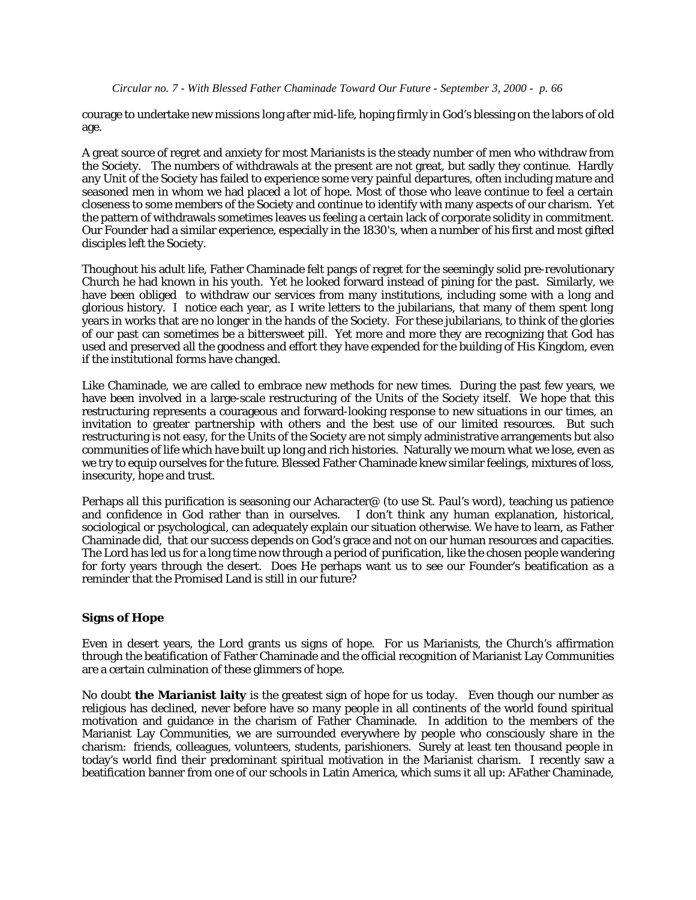courage to undertake new missions long after mid-life, hoping firmly in God's blessing on the labors of old age.

A great source of regret and anxiety for most Marianists is the steady number of men who withdraw from the Society. The numbers of withdrawals at the present are not great, but sadly they continue. Hardly any Unit of the Society has failed to experience some very painful departures, often including mature and seasoned men in whom we had placed a lot of hope. Most of those who leave continue to feel a certain closeness to some members of the Society and continue to identify with many aspects of our charism. Yet the pattern of withdrawals sometimes leaves us feeling a certain lack of corporate solidity in commitment. Our Founder had a similar experience, especially in the 1830's, when a number of his first and most gifted disciples left the Society.

Thoughout his adult life, Father Chaminade felt pangs of regret for the seemingly solid pre-revolutionary Church he had known in his youth. Yet he looked forward instead of pining for the past. Similarly, we have been obliged to withdraw our services from many institutions, including some with a long and glorious history. I notice each year, as I write letters to the jubilarians, that many of them spent long years in works that are no longer in the hands of the Society. For these jubilarians, to think of the glories of our past can sometimes be a bittersweet pill. Yet more and more they are recognizing that God has used and preserved all the goodness and effort they have expended for the building of His Kingdom, even if the institutional forms have changed.

Like Chaminade, we are called to embrace new methods for new times. During the past few years, we have been involved in a large-scale restructuring of the Units of the Society itself. We hope that this restructuring represents a courageous and forward-looking response to new situations in our times, an invitation to greater partnership with others and the best use of our limited resources. But such restructuring is not easy, for the Units of the Society are not simply administrative arrangements but also communities of life which have built up long and rich histories. Naturally we mourn what we lose, even as we try to equip ourselves for the future. Blessed Father Chaminade knew similar feelings, mixtures of loss, insecurity, hope and trust.

Perhaps all this purification is seasoning our Acharacter@ (to use St. Paul's word), teaching us patience and confidence in God rather than in ourselves. I don't think any human explanation, historical, sociological or psychological, can adequately explain our situation otherwise. We have to learn, as Father Chaminade did, that our success depends on God's grace and not on our human resources and capacities. The Lord has led us for a long time now through a period of purification, like the chosen people wandering for forty years through the desert. Does He perhaps want us to see our Founder's beatification as a reminder that the Promised Land is still in our future?

### Signs of Hope

Even in desert years, the Lord grants us signs of hope. For us Marianists, the Church's affirmation through the beatification of Father Chaminade and the official recognition of Marianist Lay Communities are a certain culmination of these glimmers of hope.

No doubt **the Marianist laity** is the greatest sign of hope for us today. Even though our number as religious has declined, never before have so many people in all continents of the world found spiritual motivation and guidance in the charism of Father Chaminade. In addition to the members of the Marianist Lay Communities, we are surrounded everywhere by people who consciously share in the charism: friends, colleagues, volunteers, students, parishioners. Surely at least ten thousand people in today's world find their predominant spiritual motivation in the Marianist charism. I recently saw a beatification banner from one of our schools in Latin America, which sums it all up: AFather Chaminade,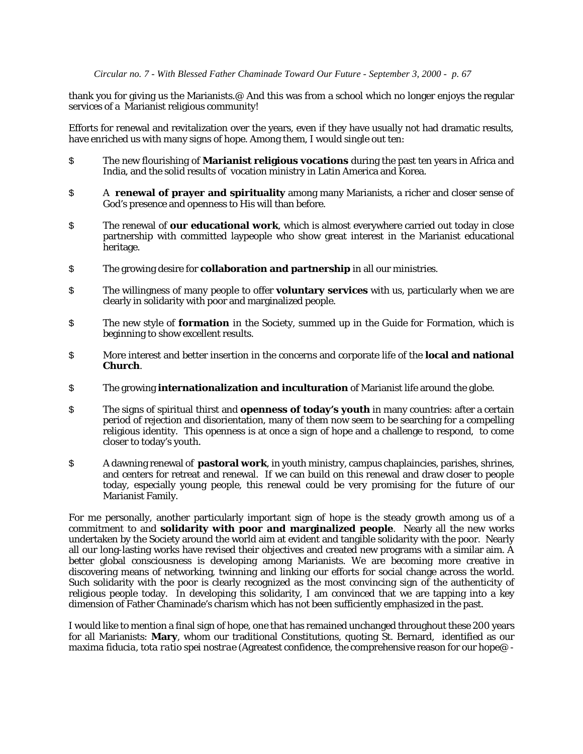thank you for giving us the Marianists.@ And this was from a school which no longer enjoys the regular services of a Marianist religious community!

Efforts for renewal and revitalization over the years, even if they have usually not had dramatic results, have enriched us with many signs of hope. Among them, I would single out ten:

- The new flourishing of **Marianist religious vocations** during the past ten years in Africa and India, and the solid results of vocation ministry in Latin America and Korea.
- A **renewal of prayer and spirituality** among many Marianists, a richer and closer sense of God's presence and openness to His will than before.
- The renewal of **our educational work**, which is almost everywhere carried out today in close partnership with committed laypeople who show great interest in the Marianist educational heritage.
- The growing desire for **collaboration and partnership** in all our ministries.
- The willingness of many people to offer **voluntary services** with us, particularly when we are clearly in solidarity with poor and marginalized people.
- The new style of **formation** in the Society, summed up in the *Guide for Formation*, which is beginning to show excellent results.
- More interest and better insertion in the concerns and corporate life of the **local and national Church**.
- The growing **internationalization and inculturation** of Marianist life around the globe.
- The signs of spiritual thirst and **openness of today's youth** in many countries: after a certain period of rejection and disorientation, many of them now seem to be searching for a compelling religious identity. This openness is at once a sign of hope and a challenge to respond, to come closer to today's youth.
- A dawning renewal of **pastoral work**, in youth ministry, campus chaplaincies, parishes, shrines, and centers for retreat and renewal. If we can build on this renewal and draw closer to people today, especially young people, this renewal could be very promising for the future of our Marianist Family.

For me personally, another particularly important sign of hope is the steady growth among us of a commitment to and **solidarity with poor and marginalized people**. Nearly all the new works undertaken by the Society around the world aim at evident and tangible solidarity with the poor. Nearly all our long-lasting works have revised their objectives and created new programs with a similar aim. A better global consciousness is developing among Marianists. We are becoming more creative in discovering means of networking, twinning and linking our efforts for social change across the world. Such solidarity with the poor is clearly recognized as the most convincing sign of the authenticity of religious people today. In developing this solidarity, I am convinced that we are tapping into a key dimension of Father Chaminade's charism which has not been sufficiently emphasized in the past.

I would like to mention a final sign of hope, one that has remained unchanged throughout these 200 years for all Marianists: **Mary**, whom our traditional Constitutions, quoting St. Bernard, identified as our *maxima fiducia, tota ratio spei nostrae* (Agreatest confidence, the comprehensive reason for our hope@ -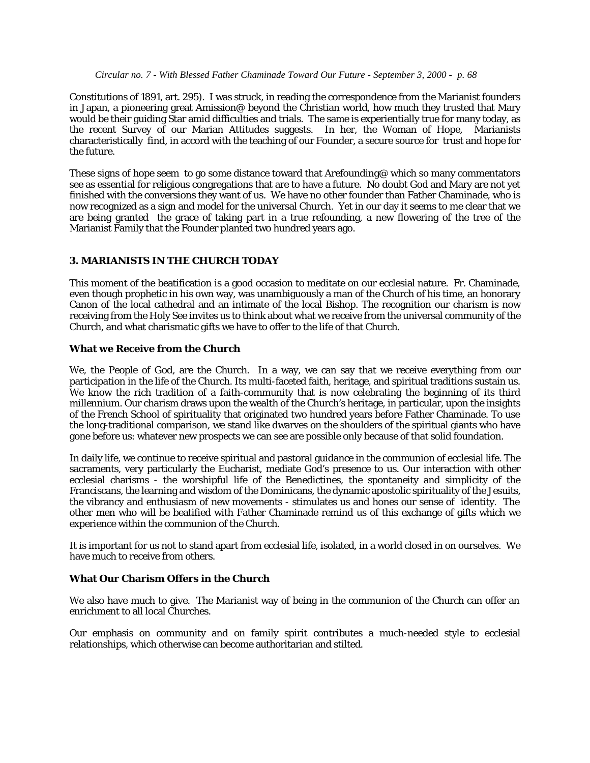Constitutions of 1891, art. 295). I was struck, in reading the correspondence from the Marianist founders in Japan, a pioneering great Amission@ beyond the Christian world, how much they trusted that Mary would be their guiding Star amid difficulties and trials. The same is experientially true for many today, as the recent Survey of our Marian Attitudes suggests. In her, the Woman of Hope, Marianists characteristically find, in accord with the teaching of our Founder, a secure source for trust and hope for the future.

These signs of hope seem to go some distance toward that Arefounding@ which so many commentators see as essential for religious congregations that are to have a future. No doubt God and Mary are not yet finished with the conversions they want of us. We have no other founder than Father Chaminade, who is now recognized as a sign and model for the universal Church. Yet in our day it seems to me clear that we are being granted the grace of taking part in a true refounding, a new flowering of the tree of the Marianist Family that the Founder planted two hundred years ago.

## 3. MARIANISTS IN THE CHURCH TODAY

This moment of the beatification is a good occasion to meditate on our ecclesial nature. Fr. Chaminade, even though prophetic in his own way, was unambiguously a man of the Church of his time, an honorary Canon of the local cathedral and an intimate of the local Bishop. The recognition our charism is now receiving from the Holy See invites us to think about what we receive from the universal community of the Church, and what charismatic gifts we have to offer to the life of that Church.

### What we Receive from the Church

We, the People of God, are the Church. In a way, we can say that we receive everything from our participation in the life of the Church. Its multi-faceted faith, heritage, and spiritual traditions sustain us. We know the rich tradition of a faith-community that is now celebrating the beginning of its third millennium. Our charism draws upon the wealth of the Church's heritage, in particular, upon the insights of the French School of spirituality that originated two hundred years before Father Chaminade. To use the long-traditional comparison, we stand like dwarves on the shoulders of the spiritual giants who have gone before us: whatever new prospects we can see are possible only because of that solid foundation.

In daily life, we continue to receive spiritual and pastoral guidance in the communion of ecclesial life. The sacraments, very particularly the Eucharist, mediate God's presence to us. Our interaction with other ecclesial charisms - the worshipful life of the Benedictines, the spontaneity and simplicity of the Franciscans, the learning and wisdom of the Dominicans, the dynamic apostolic spirituality of the Jesuits, the vibrancy and enthusiasm of new movements - stimulates us and hones our sense of identity. The other men who will be beatified with Father Chaminade remind us of this exchange of gifts which we experience within the communion of the Church.

It is important for us not to stand apart from ecclesial life, isolated, in a world closed in on ourselves. We have much to receive from others.

### What Our Charism Offers in the Church

We also have much to give. The Marianist way of being in the communion of the Church can offer an enrichment to all local Churches.

Our emphasis on community and on family spirit contributes a much-needed style to ecclesial relationships, which otherwise can become authoritarian and stilted.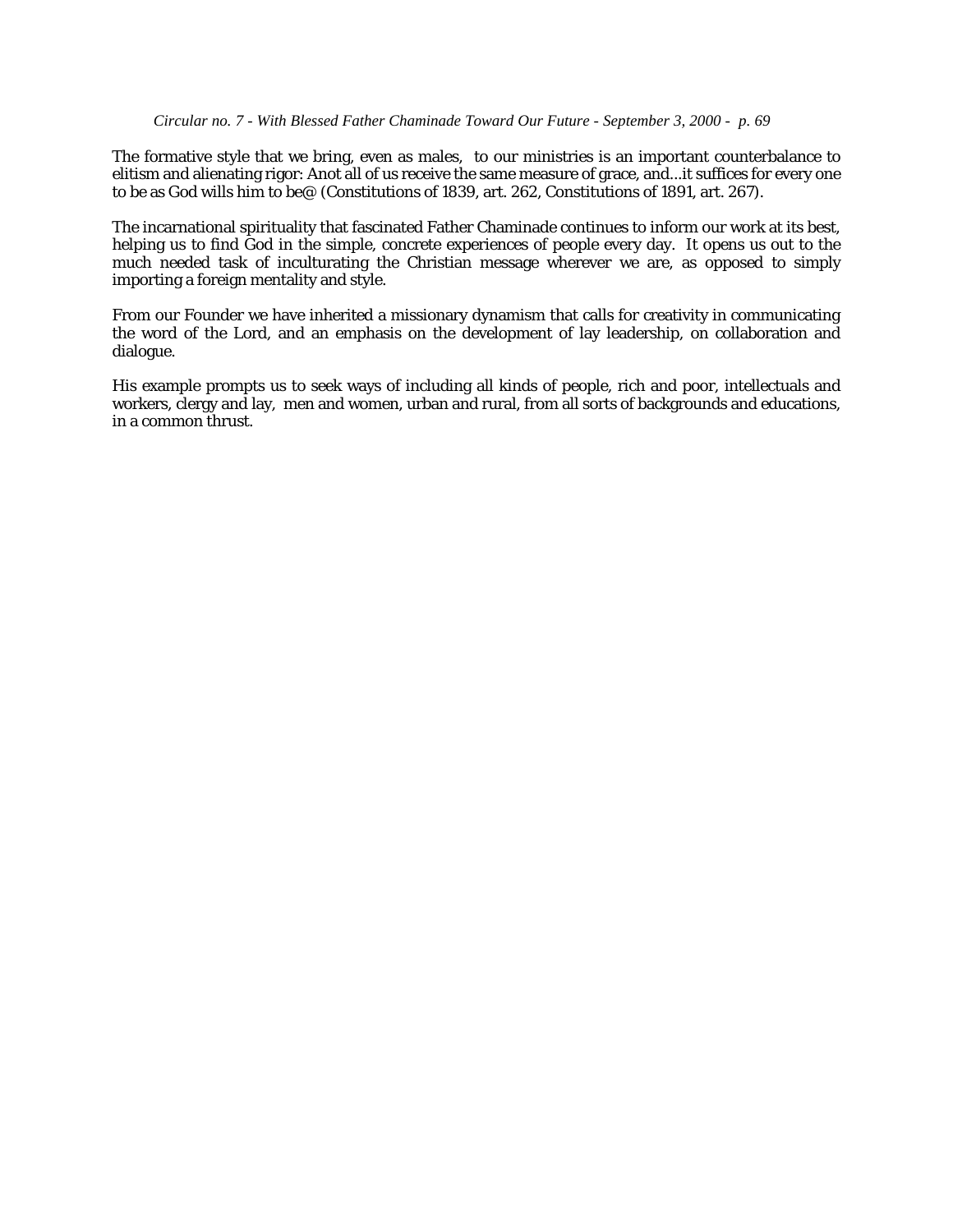The formative style that we bring, even as males, to our ministries is an important counterbalance to elitism and alienating rigor: Anot all of us receive the same measure of grace, and...it suffices for every one to be as God wills him to be@ (Constitutions of 1839, art. 262, Constitutions of 1891, art. 267).

The incarnational spirituality that fascinated Father Chaminade continues to inform our work at its best, helping us to find God in the simple, concrete experiences of people every day. It opens us out to the much needed task of inculturating the Christian message wherever we are, as opposed to simply importing a foreign mentality and style.

From our Founder we have inherited a missionary dynamism that calls for creativity in communicating the word of the Lord, and an emphasis on the development of lay leadership, on collaboration and dialogue.

His example prompts us to seek ways of including all kinds of people, rich and poor, intellectuals and workers, clergy and lay, men and women, urban and rural, from all sorts of backgrounds and educations, in a common thrust.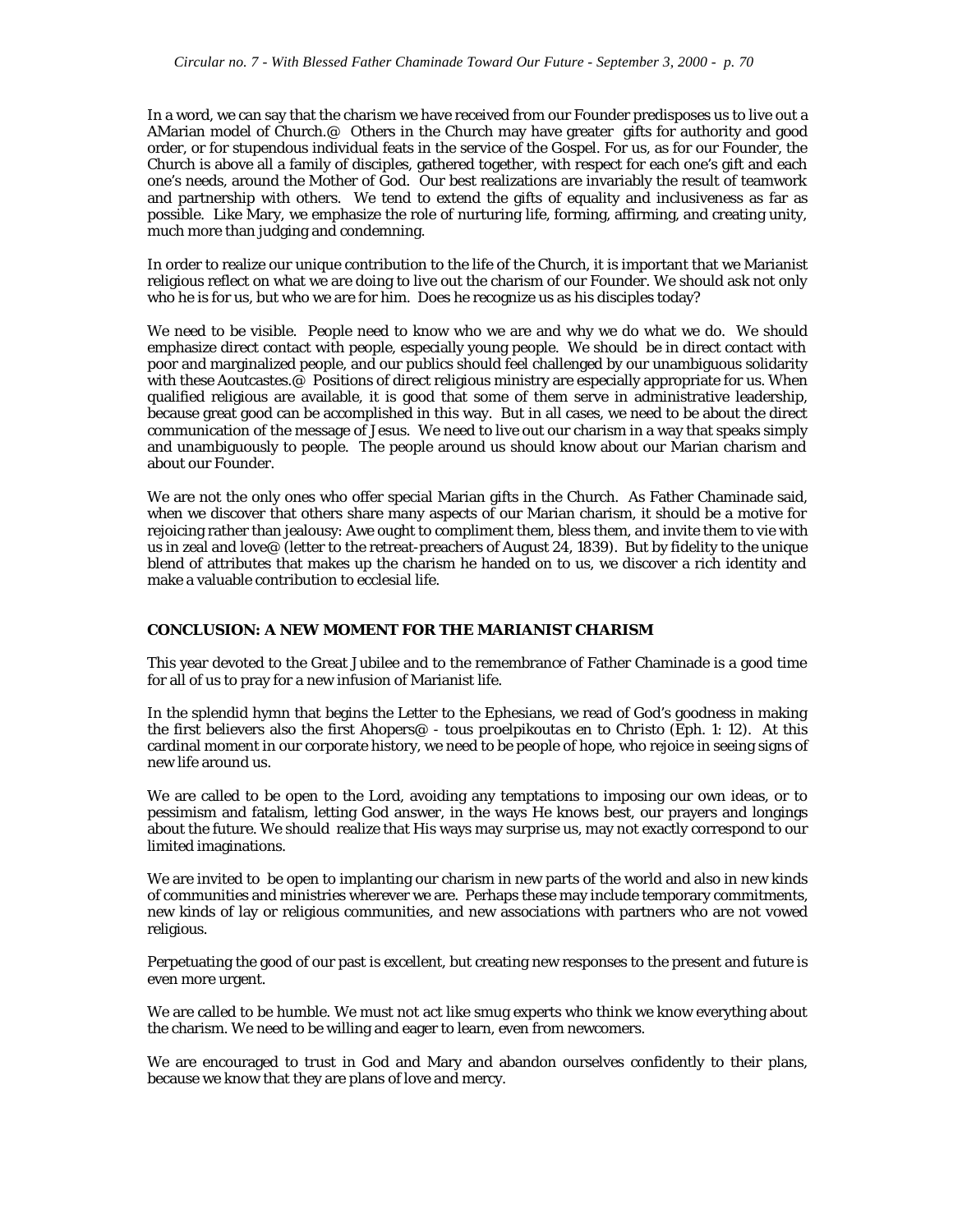In a word, we can say that the charism we have received from our Founder predisposes us to live out a AMarian model of Church.@ Others in the Church may have greater gifts for authority and good order, or for stupendous individual feats in the service of the Gospel. For us, as for our Founder, the Church is above all a family of disciples, gathered together, with respect for each one's gift and each one's needs, around the Mother of God. Our best realizations are invariably the result of teamwork and partnership with others. We tend to extend the gifts of equality and inclusiveness as far as possible. Like Mary, we emphasize the role of nurturing life, forming, affirming, and creating unity, much more than judging and condemning.

In order to realize our unique contribution to the life of the Church, it is important that we Marianist religious reflect on what we are doing to live out the charism of our Founder. We should ask not only who he is for us, but who we are for him. Does he recognize us as his disciples today?

We need to be visible. People need to know who we are and why we do what we do. We should emphasize direct contact with people, especially young people. We should be in direct contact with poor and marginalized people, and our publics should feel challenged by our unambiguous solidarity with these Aoutcastes.@ Positions of direct religious ministry are especially appropriate for us. When qualified religious are available, it is good that some of them serve in administrative leadership, because great good can be accomplished in this way. But in all cases, we need to be about the direct communication of the message of Jesus. We need to live out our charism in a way that speaks simply and unambiguously to people. The people around us should know about our Marian charism and about our Founder.

We are not the only ones who offer special Marian gifts in the Church. As Father Chaminade said, when we discover that others share many aspects of our Marian charism, it should be a motive for rejoicing rather than jealousy: Awe ought to compliment them, bless them, and invite them to vie with us in zeal and love@ (letter to the retreat-preachers of August 24, 1839). But by fidelity to the unique blend of attributes that makes up the charism he handed on to us, we discover a rich identity and make a valuable contribution to ecclesial life.

## CONCLUSION: A NEW MOMENT FOR THE MARIANIST CHARISM

This year devoted to the Great Jubilee and to the remembrance of Father Chaminade is a good time for all of us to pray for a new infusion of Marianist life.

In the splendid hymn that begins the Letter to the Ephesians, we read of God's goodness in making the first believers also the first Ahopers@ - *tous proelpikoutas en to Christo* (Eph. 1: 12). At this cardinal moment in our corporate history, we need to be people of hope, who rejoice in seeing signs of new life around us.

We are called to be open to the Lord, avoiding any temptations to imposing our own ideas, or to pessimism and fatalism, letting God answer, in the ways He knows best, our prayers and longings about the future. We should realize that His ways may surprise us, may not exactly correspond to our limited imaginations.

We are invited to be open to implanting our charism in new parts of the world and also in new kinds of communities and ministries wherever we are. Perhaps these may include temporary commitments, new kinds of lay or religious communities, and new associations with partners who are not vowed religious.

Perpetuating the good of our past is excellent, but creating new responses to the present and future is even more urgent.

We are called to be humble. We must not act like smug experts who think we know everything about the charism. We need to be willing and eager to learn, even from newcomers.

We are encouraged to trust in God and Mary and abandon ourselves confidently to their plans, because we know that they are plans of love and mercy.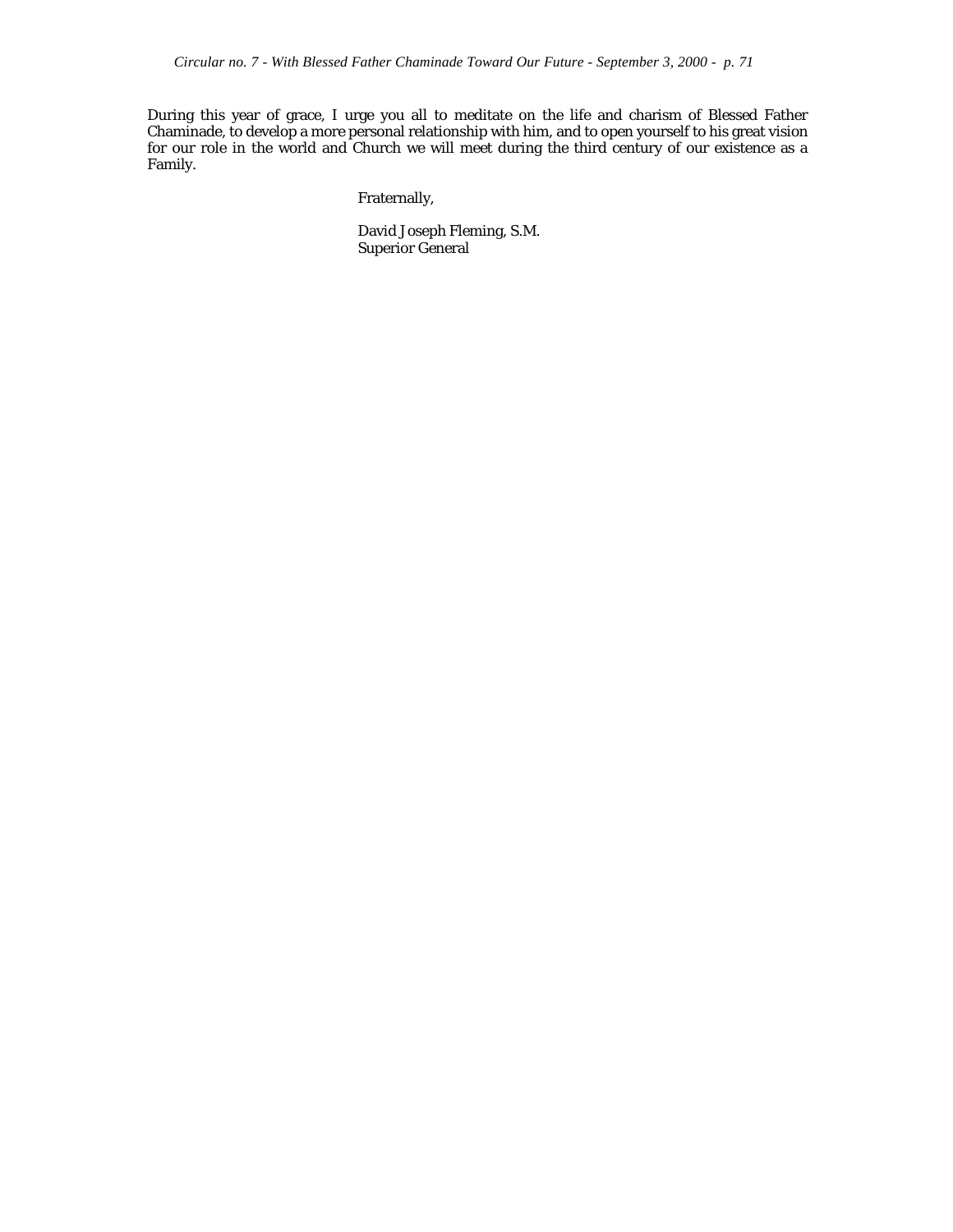During this year of grace, I urge you all to meditate on the life and charism of Blessed Father Chaminade, to develop a more personal relationship with him, and to open yourself to his great vision for our role in the world and Church we will meet during the third century of our existence as a Family.

Fraternally,

David Joseph Fleming, S.M.
Superior General